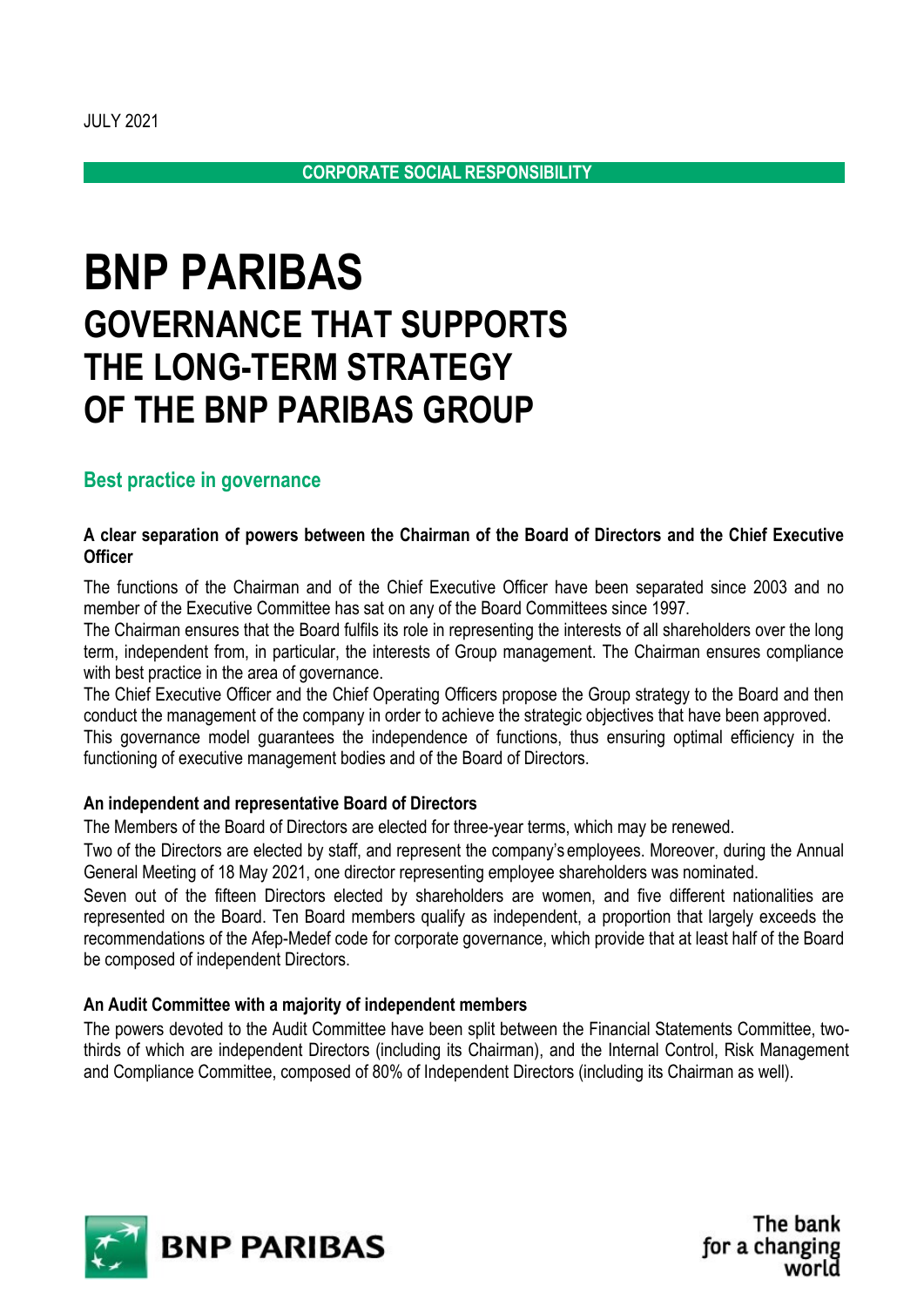JULY 2021

CORPORATE SOCIAL RESPONSIBILITY

# BNP PARIBAS
# GOVERNANCE THAT SUPPORTS THE LONG-TERM STRATEGY OF THE BNP PARIBAS GROUP

## Best practice in governance

### A clear separation of powers between the Chairman of the Board of Directors and the Chief Executive Officer

The functions of the Chairman and of the Chief Executive Officer have been separated since 2003 and no member of the Executive Committee has sat on any of the Board Committees since 1997.

The Chairman ensures that the Board fulfils its role in representing the interests of all shareholders over the long term, independent from, in particular, the interests of Group management. The Chairman ensures compliance with best practice in the area of governance.

The Chief Executive Officer and the Chief Operating Officers propose the Group strategy to the Board and then conduct the management of the company in order to achieve the strategic objectives that have been approved.

This governance model guarantees the independence of functions, thus ensuring optimal efficiency in the functioning of executive management bodies and of the Board of Directors.

### An independent and representative Board of Directors

The Members of the Board of Directors are elected for three-year terms, which may be renewed.

Two of the Directors are elected by staff, and represent the company's employees. Moreover, during the Annual General Meeting of 18 May 2021, one director representing employee shareholders was nominated.

Seven out of the fifteen Directors elected by shareholders are women, and five different nationalities are represented on the Board. Ten Board members qualify as independent, a proportion that largely exceeds the recommendations of the Afep-Medef code for corporate governance, which provide that at least half of the Board be composed of independent Directors.

### An Audit Committee with a majority of independent members

The powers devoted to the Audit Committee have been split between the Financial Statements Committee, two-thirds of which are independent Directors (including its Chairman), and the Internal Control, Risk Management and Compliance Committee, composed of 80% of Independent Directors (including its Chairman as well).

BNP PARIBAS

The bank for a changing world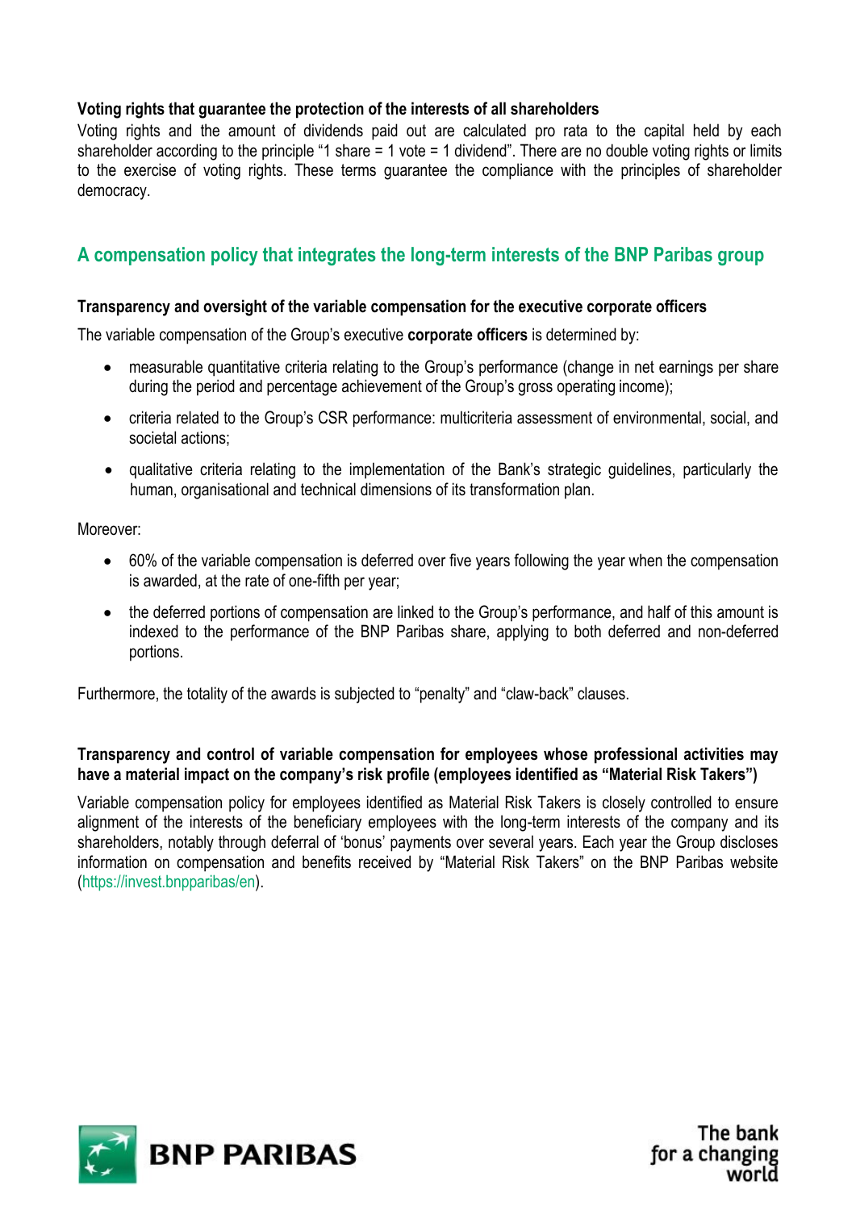**Voting rights that guarantee the protection of the interests of all shareholders**

Voting rights and the amount of dividends paid out are calculated pro rata to the capital held by each shareholder according to the principle "1 share = 1 vote = 1 dividend". There are no double voting rights or limits to the exercise of voting rights. These terms guarantee the compliance with the principles of shareholder democracy.

## A compensation policy that integrates the long-term interests of the BNP Paribas group

**Transparency and oversight of the variable compensation for the executive corporate officers**

The variable compensation of the Group's executive **corporate officers** is determined by:

- measurable quantitative criteria relating to the Group's performance (change in net earnings per share during the period and percentage achievement of the Group's gross operating income);
- criteria related to the Group's CSR performance: multicriteria assessment of environmental, social, and societal actions;
- qualitative criteria relating to the implementation of the Bank's strategic guidelines, particularly the human, organisational and technical dimensions of its transformation plan.

Moreover:

- 60% of the variable compensation is deferred over five years following the year when the compensation is awarded, at the rate of one-fifth per year;
- the deferred portions of compensation are linked to the Group's performance, and half of this amount is indexed to the performance of the BNP Paribas share, applying to both deferred and non-deferred portions.

Furthermore, the totality of the awards is subjected to "penalty" and "claw-back" clauses.

**Transparency and control of variable compensation for employees whose professional activities may have a material impact on the company's risk profile (employees identified as "Material Risk Takers")**

Variable compensation policy for employees identified as Material Risk Takers is closely controlled to ensure alignment of the interests of the beneficiary employees with the long-term interests of the company and its shareholders, notably through deferral of 'bonus' payments over several years. Each year the Group discloses information on compensation and benefits received by "Material Risk Takers" on the BNP Paribas website (https://invest.bnpparibas/en).